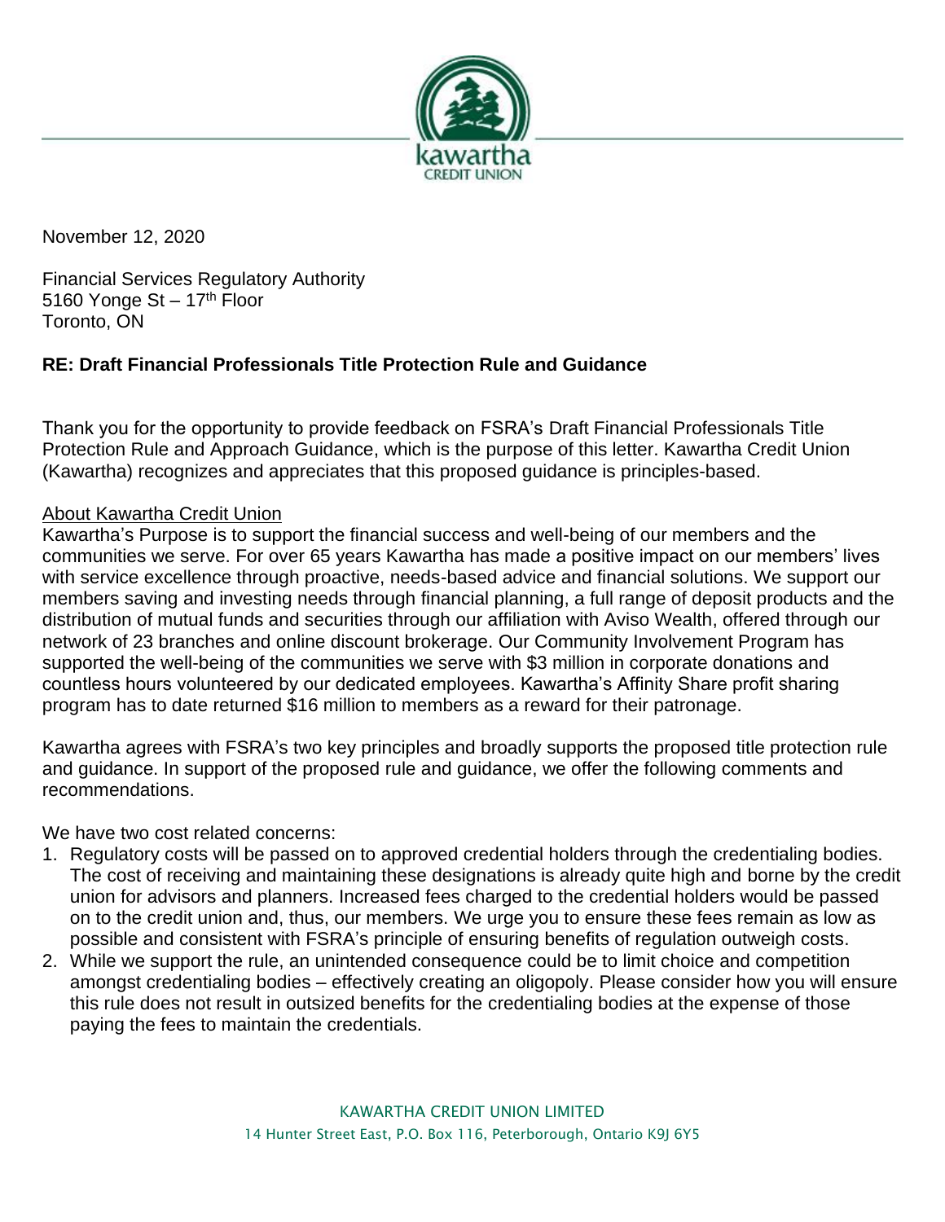November 12, 2020

Financial Services Regulatory Authority
5160 Yonge St – 17th Floor
Toronto, ON

**RE: Draft Financial Professionals Title Protection Rule and Guidance**

Thank you for the opportunity to provide feedback on FSRA's Draft Financial Professionals Title Protection Rule and Approach Guidance, which is the purpose of this letter. Kawartha Credit Union (Kawartha) recognizes and appreciates that this proposed guidance is principles-based.

<u>About Kawartha Credit Union</u>
Kawartha's Purpose is to support the financial success and well-being of our members and the communities we serve. For over 65 years Kawartha has made a positive impact on our members' lives with service excellence through proactive, needs-based advice and financial solutions. We support our members saving and investing needs through financial planning, a full range of deposit products and the distribution of mutual funds and securities through our affiliation with Aviso Wealth, offered through our network of 23 branches and online discount brokerage. Our Community Involvement Program has supported the well-being of the communities we serve with $3 million in corporate donations and countless hours volunteered by our dedicated employees. Kawartha's Affinity Share profit sharing program has to date returned $16 million to members as a reward for their patronage.

Kawartha agrees with FSRA's two key principles and broadly supports the proposed title protection rule and guidance. In support of the proposed rule and guidance, we offer the following comments and recommendations.

We have two cost related concerns:

1. Regulatory costs will be passed on to approved credential holders through the credentialing bodies. The cost of receiving and maintaining these designations is already quite high and borne by the credit union for advisors and planners. Increased fees charged to the credential holders would be passed on to the credit union and, thus, our members. We urge you to ensure these fees remain as low as possible and consistent with FSRA's principle of ensuring benefits of regulation outweigh costs.
2. While we support the rule, an unintended consequence could be to limit choice and competition amongst credentialing bodies – effectively creating an oligopoly. Please consider how you will ensure this rule does not result in outsized benefits for the credentialing bodies at the expense of those paying the fees to maintain the credentials.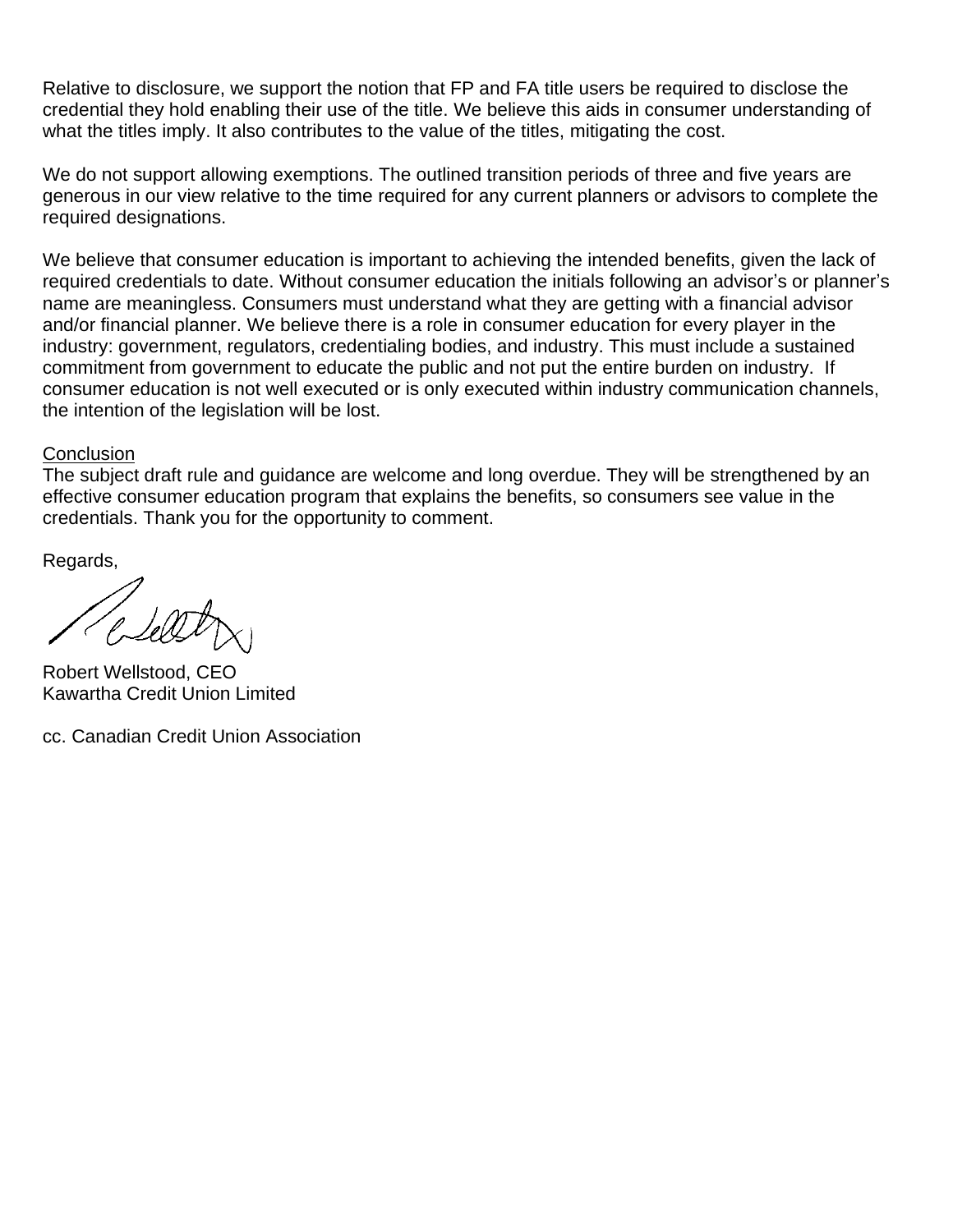Relative to disclosure, we support the notion that FP and FA title users be required to disclose the credential they hold enabling their use of the title. We believe this aids in consumer understanding of what the titles imply. It also contributes to the value of the titles, mitigating the cost.

We do not support allowing exemptions. The outlined transition periods of three and five years are generous in our view relative to the time required for any current planners or advisors to complete the required designations.

We believe that consumer education is important to achieving the intended benefits, given the lack of required credentials to date. Without consumer education the initials following an advisor's or planner's name are meaningless. Consumers must understand what they are getting with a financial advisor and/or financial planner. We believe there is a role in consumer education for every player in the industry: government, regulators, credentialing bodies, and industry. This must include a sustained commitment from government to educate the public and not put the entire burden on industry. If consumer education is not well executed or is only executed within industry communication channels, the intention of the legislation will be lost.

Conclusion

The subject draft rule and guidance are welcome and long overdue. They will be strengthened by an effective consumer education program that explains the benefits, so consumers see value in the credentials. Thank you for the opportunity to comment.

Regards,

Robert Wellstood, CEO
Kawartha Credit Union Limited

cc. Canadian Credit Union Association